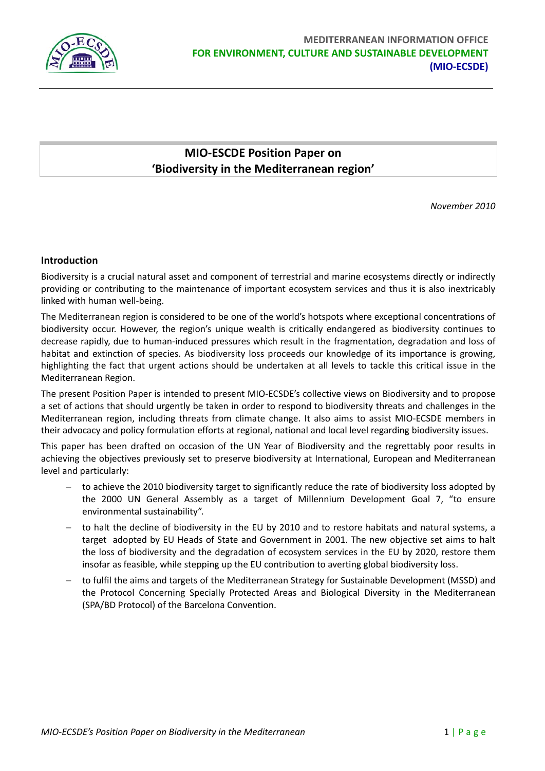**MEDITERRANEAN INFORMATION OFFICE**
**FOR ENVIRONMENT, CULTURE AND SUSTAINABLE DEVELOPMENT**
**(MIO-ECSDE)**

# MIO-ESCDE Position Paper on 'Biodiversity in the Mediterranean region'

*November 2010*

## Introduction

Biodiversity is a crucial natural asset and component of terrestrial and marine ecosystems directly or indirectly providing or contributing to the maintenance of important ecosystem services and thus it is also inextricably linked with human well-being.

The Mediterranean region is considered to be one of the world's hotspots where exceptional concentrations of biodiversity occur. However, the region's unique wealth is critically endangered as biodiversity continues to decrease rapidly, due to human-induced pressures which result in the fragmentation, degradation and loss of habitat and extinction of species. As biodiversity loss proceeds our knowledge of its importance is growing, highlighting the fact that urgent actions should be undertaken at all levels to tackle this critical issue in the Mediterranean Region.

The present Position Paper is intended to present MIO-ECSDE's collective views on Biodiversity and to propose a set of actions that should urgently be taken in order to respond to biodiversity threats and challenges in the Mediterranean region, including threats from climate change. It also aims to assist MIO-ECSDE members in their advocacy and policy formulation efforts at regional, national and local level regarding biodiversity issues.

This paper has been drafted on occasion of the UN Year of Biodiversity and the regrettably poor results in achieving the objectives previously set to preserve biodiversity at International, European and Mediterranean level and particularly:

- to achieve the 2010 biodiversity target to significantly reduce the rate of biodiversity loss adopted by the 2000 UN General Assembly as a target of Millennium Development Goal 7, "to ensure environmental sustainability".
- to halt the decline of biodiversity in the EU by 2010 and to restore habitats and natural systems, a target adopted by EU Heads of State and Government in 2001. The new objective set aims to halt the loss of biodiversity and the degradation of ecosystem services in the EU by 2020, restore them insofar as feasible, while stepping up the EU contribution to averting global biodiversity loss.
- to fulfil the aims and targets of the Mediterranean Strategy for Sustainable Development (MSSD) and the Protocol Concerning Specially Protected Areas and Biological Diversity in the Mediterranean (SPA/BD Protocol) of the Barcelona Convention.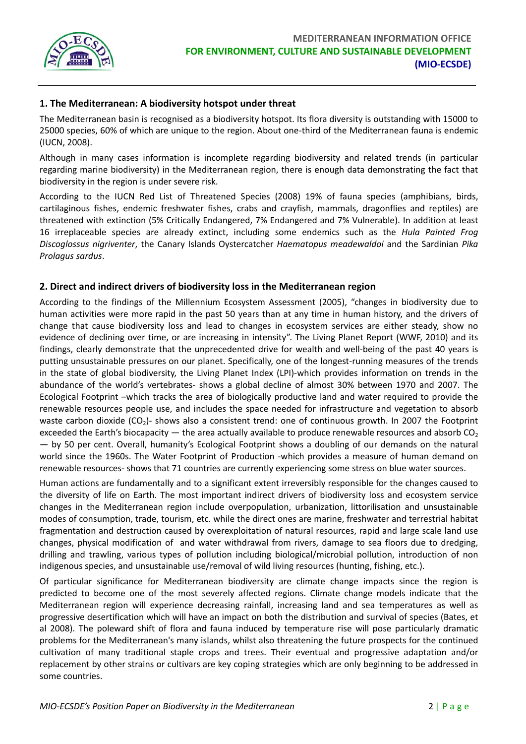## 1. The Mediterranean: A biodiversity hotspot under threat

The Mediterranean basin is recognised as a biodiversity hotspot. Its flora diversity is outstanding with 15000 to 25000 species, 60% of which are unique to the region. About one-third of the Mediterranean fauna is endemic (IUCN, 2008).

Although in many cases information is incomplete regarding biodiversity and related trends (in particular regarding marine biodiversity) in the Mediterranean region, there is enough data demonstrating the fact that biodiversity in the region is under severe risk.

According to the IUCN Red List of Threatened Species (2008) 19% of fauna species (amphibians, birds, cartilaginous fishes, endemic freshwater fishes, crabs and crayfish, mammals, dragonflies and reptiles) are threatened with extinction (5% Critically Endangered, 7% Endangered and 7% Vulnerable). In addition at least 16 irreplaceable species are already extinct, including some endemics such as the *Hula Painted Frog Discoglossus nigriventer*, the Canary Islands Oystercatcher *Haematopus meadewaldoi* and the Sardinian *Pika Prolagus sardus*.

## 2. Direct and indirect drivers of biodiversity loss in the Mediterranean region

According to the findings of the Millennium Ecosystem Assessment (2005), "changes in biodiversity due to human activities were more rapid in the past 50 years than at any time in human history, and the drivers of change that cause biodiversity loss and lead to changes in ecosystem services are either steady, show no evidence of declining over time, or are increasing in intensity". The Living Planet Report (WWF, 2010) and its findings, clearly demonstrate that the unprecedented drive for wealth and well-being of the past 40 years is putting unsustainable pressures on our planet. Specifically, one of the longest-running measures of the trends in the state of global biodiversity, the Living Planet Index (LPI)-which provides information on trends in the abundance of the world's vertebrates- shows a global decline of almost 30% between 1970 and 2007. The Ecological Footprint –which tracks the area of biologically productive land and water required to provide the renewable resources people use, and includes the space needed for infrastructure and vegetation to absorb waste carbon dioxide ($CO_2$)- shows also a consistent trend: one of continuous growth. In 2007 the Footprint exceeded the Earth's biocapacity — the area actually available to produce renewable resources and absorb $CO_2$ — by 50 per cent. Overall, humanity's Ecological Footprint shows a doubling of our demands on the natural world since the 1960s. The Water Footprint of Production -which provides a measure of human demand on renewable resources- shows that 71 countries are currently experiencing some stress on blue water sources.

Human actions are fundamentally and to a significant extent irreversibly responsible for the changes caused to the diversity of life on Earth. The most important indirect drivers of biodiversity loss and ecosystem service changes in the Mediterranean region include overpopulation, urbanization, littorilisation and unsustainable modes of consumption, trade, tourism, etc. while the direct ones are marine, freshwater and terrestrial habitat fragmentation and destruction caused by overexploitation of natural resources, rapid and large scale land use changes, physical modification of and water withdrawal from rivers, damage to sea floors due to dredging, drilling and trawling, various types of pollution including biological/microbial pollution, introduction of non indigenous species, and unsustainable use/removal of wild living resources (hunting, fishing, etc.).

Of particular significance for Mediterranean biodiversity are climate change impacts since the region is predicted to become one of the most severely affected regions. Climate change models indicate that the Mediterranean region will experience decreasing rainfall, increasing land and sea temperatures as well as progressive desertification which will have an impact on both the distribution and survival of species (Bates, et al 2008). The poleward shift of flora and fauna induced by temperature rise will pose particularly dramatic problems for the Mediterranean's many islands, whilst also threatening the future prospects for the continued cultivation of many traditional staple crops and trees. Their eventual and progressive adaptation and/or replacement by other strains or cultivars are key coping strategies which are only beginning to be addressed in some countries.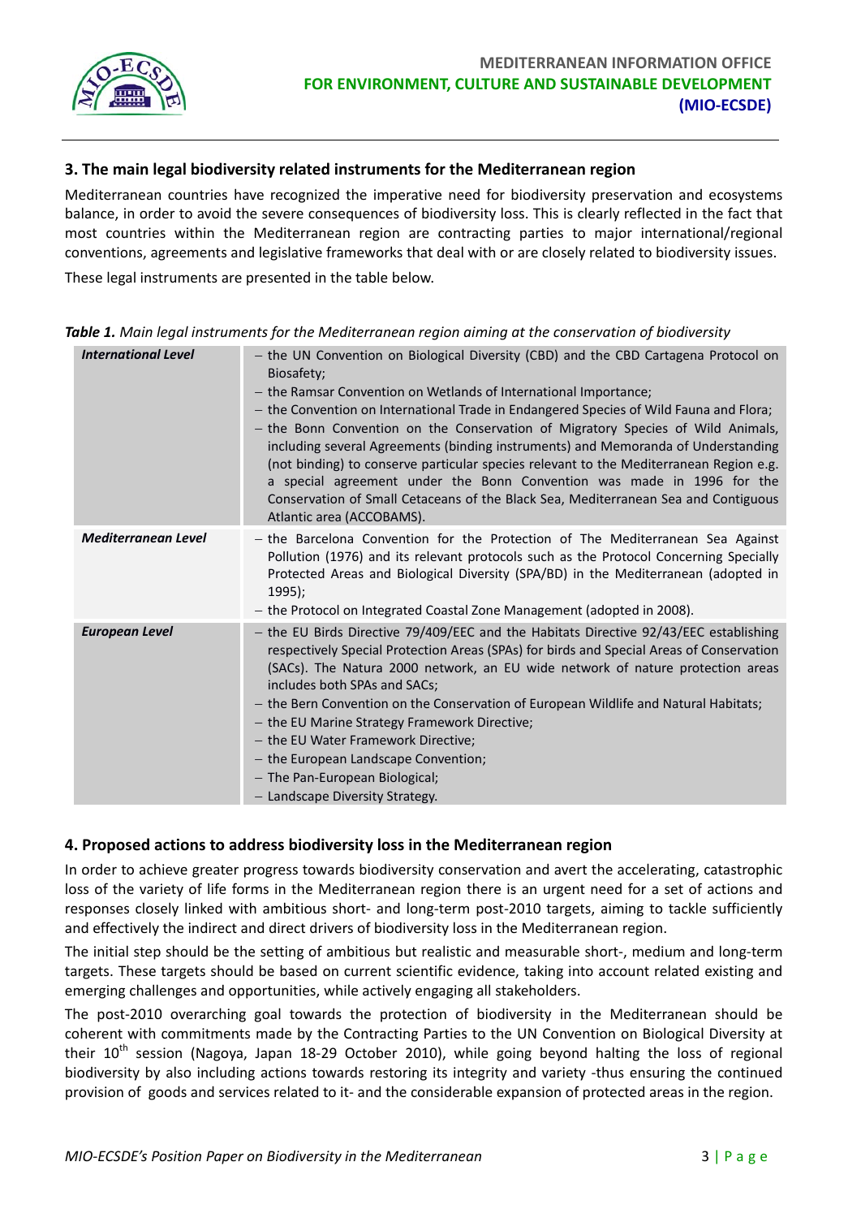## 3. The main legal biodiversity related instruments for the Mediterranean region

Mediterranean countries have recognized the imperative need for biodiversity preservation and ecosystems balance, in order to avoid the severe consequences of biodiversity loss. This is clearly reflected in the fact that most countries within the Mediterranean region are contracting parties to major international/regional conventions, agreements and legislative frameworks that deal with or are closely related to biodiversity issues.

These legal instruments are presented in the table below.

***Table 1.*** *Main legal instruments for the Mediterranean region aiming at the conservation of biodiversity*

| | |
|---|---|
| ***International Level*** | – the UN Convention on Biological Diversity (CBD) and the CBD Cartagena Protocol on Biosafety;<br>– the Ramsar Convention on Wetlands of International Importance;<br>– the Convention on International Trade in Endangered Species of Wild Fauna and Flora;<br>– the Bonn Convention on the Conservation of Migratory Species of Wild Animals, including several Agreements (binding instruments) and Memoranda of Understanding (not binding) to conserve particular species relevant to the Mediterranean Region e.g. a special agreement under the Bonn Convention was made in 1996 for the Conservation of Small Cetaceans of the Black Sea, Mediterranean Sea and Contiguous Atlantic area (ACCOBAMS). |
| ***Mediterranean Level*** | – the Barcelona Convention for the Protection of The Mediterranean Sea Against Pollution (1976) and its relevant protocols such as the Protocol Concerning Specially Protected Areas and Biological Diversity (SPA/BD) in the Mediterranean (adopted in 1995);<br>– the Protocol on Integrated Coastal Zone Management (adopted in 2008). |
| ***European Level*** | – the EU Birds Directive 79/409/EEC and the Habitats Directive 92/43/EEC establishing respectively Special Protection Areas (SPAs) for birds and Special Areas of Conservation (SACs). The Natura 2000 network, an EU wide network of nature protection areas includes both SPAs and SACs;<br>– the Bern Convention on the Conservation of European Wildlife and Natural Habitats;<br>– the EU Marine Strategy Framework Directive;<br>– the EU Water Framework Directive;<br>– the European Landscape Convention;<br>– The Pan-European Biological;<br>– Landscape Diversity Strategy. |

## 4. Proposed actions to address biodiversity loss in the Mediterranean region

In order to achieve greater progress towards biodiversity conservation and avert the accelerating, catastrophic loss of the variety of life forms in the Mediterranean region there is an urgent need for a set of actions and responses closely linked with ambitious short- and long-term post-2010 targets, aiming to tackle sufficiently and effectively the indirect and direct drivers of biodiversity loss in the Mediterranean region.

The initial step should be the setting of ambitious but realistic and measurable short-, medium and long-term targets. These targets should be based on current scientific evidence, taking into account related existing and emerging challenges and opportunities, while actively engaging all stakeholders.

The post-2010 overarching goal towards the protection of biodiversity in the Mediterranean should be coherent with commitments made by the Contracting Parties to the UN Convention on Biological Diversity at their 10th session (Nagoya, Japan 18-29 October 2010), while going beyond halting the loss of regional biodiversity by also including actions towards restoring its integrity and variety -thus ensuring the continued provision of goods and services related to it- and the considerable expansion of protected areas in the region.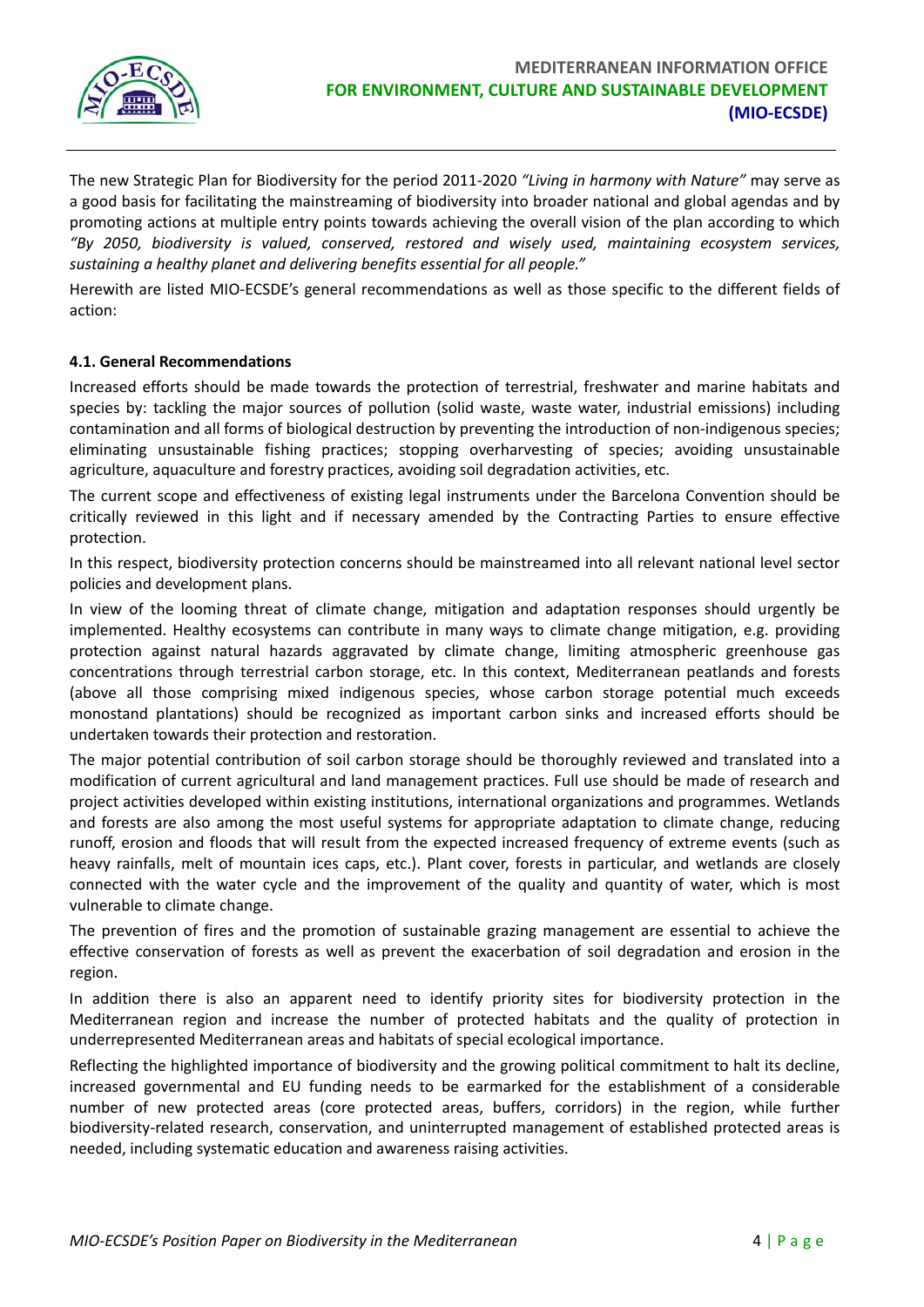The new Strategic Plan for Biodiversity for the period 2011-2020 *"Living in harmony with Nature"* may serve as a good basis for facilitating the mainstreaming of biodiversity into broader national and global agendas and by promoting actions at multiple entry points towards achieving the overall vision of the plan according to which *"By 2050, biodiversity is valued, conserved, restored and wisely used, maintaining ecosystem services, sustaining a healthy planet and delivering benefits essential for all people."*

Herewith are listed MIO-ECSDE's general recommendations as well as those specific to the different fields of action:

### 4.1. General Recommendations

Increased efforts should be made towards the protection of terrestrial, freshwater and marine habitats and species by: tackling the major sources of pollution (solid waste, waste water, industrial emissions) including contamination and all forms of biological destruction by preventing the introduction of non-indigenous species; eliminating unsustainable fishing practices; stopping overharvesting of species; avoiding unsustainable agriculture, aquaculture and forestry practices, avoiding soil degradation activities, etc.

The current scope and effectiveness of existing legal instruments under the Barcelona Convention should be critically reviewed in this light and if necessary amended by the Contracting Parties to ensure effective protection.

In this respect, biodiversity protection concerns should be mainstreamed into all relevant national level sector policies and development plans.

In view of the looming threat of climate change, mitigation and adaptation responses should urgently be implemented. Healthy ecosystems can contribute in many ways to climate change mitigation, e.g. providing protection against natural hazards aggravated by climate change, limiting atmospheric greenhouse gas concentrations through terrestrial carbon storage, etc. In this context, Mediterranean peatlands and forests (above all those comprising mixed indigenous species, whose carbon storage potential much exceeds monostand plantations) should be recognized as important carbon sinks and increased efforts should be undertaken towards their protection and restoration.

The major potential contribution of soil carbon storage should be thoroughly reviewed and translated into a modification of current agricultural and land management practices. Full use should be made of research and project activities developed within existing institutions, international organizations and programmes. Wetlands and forests are also among the most useful systems for appropriate adaptation to climate change, reducing runoff, erosion and floods that will result from the expected increased frequency of extreme events (such as heavy rainfalls, melt of mountain ices caps, etc.). Plant cover, forests in particular, and wetlands are closely connected with the water cycle and the improvement of the quality and quantity of water, which is most vulnerable to climate change.

The prevention of fires and the promotion of sustainable grazing management are essential to achieve the effective conservation of forests as well as prevent the exacerbation of soil degradation and erosion in the region.

In addition there is also an apparent need to identify priority sites for biodiversity protection in the Mediterranean region and increase the number of protected habitats and the quality of protection in underrepresented Mediterranean areas and habitats of special ecological importance.

Reflecting the highlighted importance of biodiversity and the growing political commitment to halt its decline, increased governmental and EU funding needs to be earmarked for the establishment of a considerable number of new protected areas (core protected areas, buffers, corridors) in the region, while further biodiversity-related research, conservation, and uninterrupted management of established protected areas is needed, including systematic education and awareness raising activities.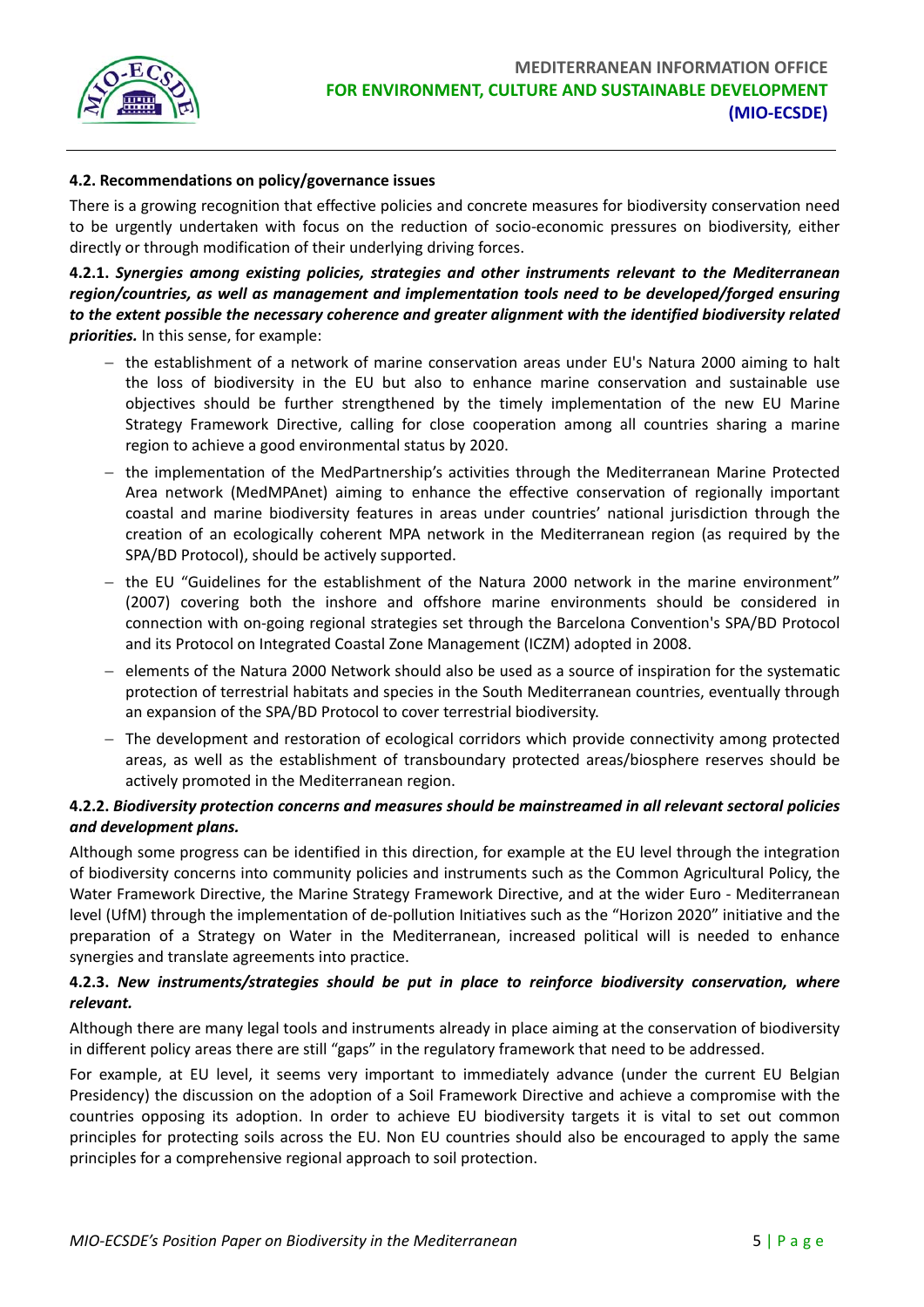### 4.2. Recommendations on policy/governance issues

There is a growing recognition that effective policies and concrete measures for biodiversity conservation need to be urgently undertaken with focus on the reduction of socio-economic pressures on biodiversity, either directly or through modification of their underlying driving forces.

**4.2.1.** ***Synergies among existing policies, strategies and other instruments relevant to the Mediterranean region/countries, as well as management and implementation tools need to be developed/forged ensuring to the extent possible the necessary coherence and greater alignment with the identified biodiversity related priorities.*** In this sense, for example:

- the establishment of a network of marine conservation areas under EU's Natura 2000 aiming to halt the loss of biodiversity in the EU but also to enhance marine conservation and sustainable use objectives should be further strengthened by the timely implementation of the new EU Marine Strategy Framework Directive, calling for close cooperation among all countries sharing a marine region to achieve a good environmental status by 2020.
- the implementation of the MedPartnership's activities through the Mediterranean Marine Protected Area network (MedMPAnet) aiming to enhance the effective conservation of regionally important coastal and marine biodiversity features in areas under countries' national jurisdiction through the creation of an ecologically coherent MPA network in the Mediterranean region (as required by the SPA/BD Protocol), should be actively supported.
- the EU "Guidelines for the establishment of the Natura 2000 network in the marine environment" (2007) covering both the inshore and offshore marine environments should be considered in connection with on-going regional strategies set through the Barcelona Convention's SPA/BD Protocol and its Protocol on Integrated Coastal Zone Management (ICZM) adopted in 2008.
- elements of the Natura 2000 Network should also be used as a source of inspiration for the systematic protection of terrestrial habitats and species in the South Mediterranean countries, eventually through an expansion of the SPA/BD Protocol to cover terrestrial biodiversity.
- The development and restoration of ecological corridors which provide connectivity among protected areas, as well as the establishment of transboundary protected areas/biosphere reserves should be actively promoted in the Mediterranean region.

**4.2.2.** ***Biodiversity protection concerns and measures should be mainstreamed in all relevant sectoral policies and development plans.***

Although some progress can be identified in this direction, for example at the EU level through the integration of biodiversity concerns into community policies and instruments such as the Common Agricultural Policy, the Water Framework Directive, the Marine Strategy Framework Directive, and at the wider Euro - Mediterranean level (UfM) through the implementation of de-pollution Initiatives such as the "Horizon 2020" initiative and the preparation of a Strategy on Water in the Mediterranean, increased political will is needed to enhance synergies and translate agreements into practice.

**4.2.3.** ***New instruments/strategies should be put in place to reinforce biodiversity conservation, where relevant.***

Although there are many legal tools and instruments already in place aiming at the conservation of biodiversity in different policy areas there are still "gaps" in the regulatory framework that need to be addressed.

For example, at EU level, it seems very important to immediately advance (under the current EU Belgian Presidency) the discussion on the adoption of a Soil Framework Directive and achieve a compromise with the countries opposing its adoption. In order to achieve EU biodiversity targets it is vital to set out common principles for protecting soils across the EU. Non EU countries should also be encouraged to apply the same principles for a comprehensive regional approach to soil protection.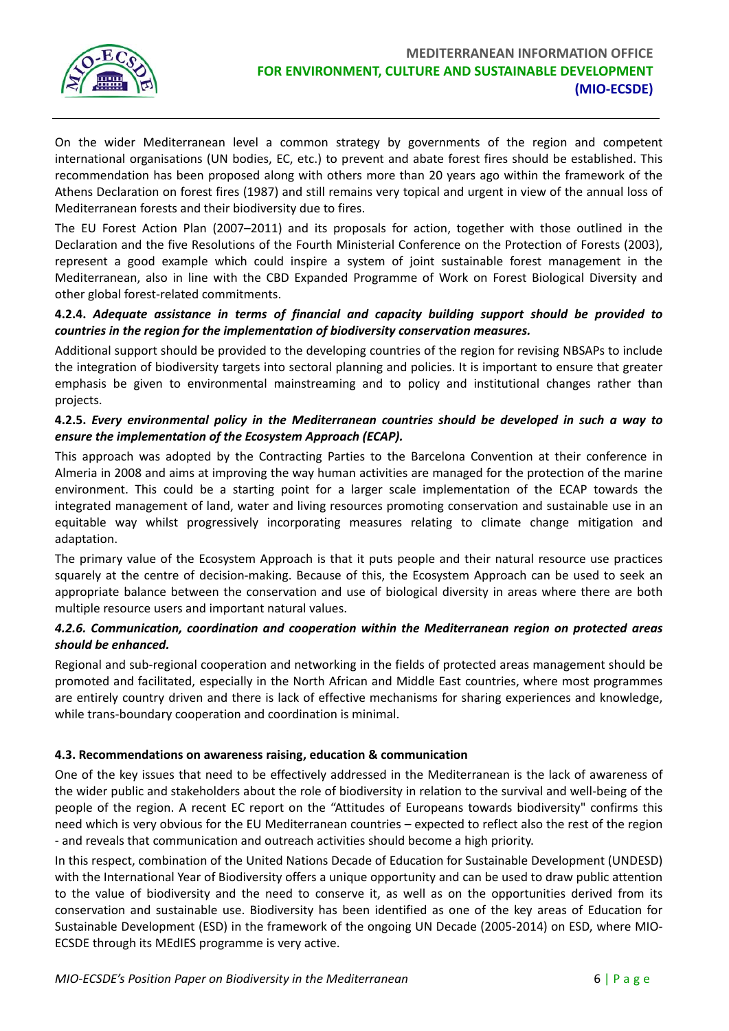On the wider Mediterranean level a common strategy by governments of the region and competent international organisations (UN bodies, EC, etc.) to prevent and abate forest fires should be established. This recommendation has been proposed along with others more than 20 years ago within the framework of the Athens Declaration on forest fires (1987) and still remains very topical and urgent in view of the annual loss of Mediterranean forests and their biodiversity due to fires.

The EU Forest Action Plan (2007–2011) and its proposals for action, together with those outlined in the Declaration and the five Resolutions of the Fourth Ministerial Conference on the Protection of Forests (2003), represent a good example which could inspire a system of joint sustainable forest management in the Mediterranean, also in line with the CBD Expanded Programme of Work on Forest Biological Diversity and other global forest-related commitments.

**4.2.4.** ***Adequate assistance in terms of financial and capacity building support should be provided to countries in the region for the implementation of biodiversity conservation measures.***

Additional support should be provided to the developing countries of the region for revising NBSAPs to include the integration of biodiversity targets into sectoral planning and policies. It is important to ensure that greater emphasis be given to environmental mainstreaming and to policy and institutional changes rather than projects.

**4.2.5.** ***Every environmental policy in the Mediterranean countries should be developed in such a way to ensure the implementation of the Ecosystem Approach (ECAP).***

This approach was adopted by the Contracting Parties to the Barcelona Convention at their conference in Almeria in 2008 and aims at improving the way human activities are managed for the protection of the marine environment. This could be a starting point for a larger scale implementation of the ECAP towards the integrated management of land, water and living resources promoting conservation and sustainable use in an equitable way whilst progressively incorporating measures relating to climate change mitigation and adaptation.

The primary value of the Ecosystem Approach is that it puts people and their natural resource use practices squarely at the centre of decision-making. Because of this, the Ecosystem Approach can be used to seek an appropriate balance between the conservation and use of biological diversity in areas where there are both multiple resource users and important natural values.

***4.2.6. Communication, coordination and cooperation within the Mediterranean region on protected areas should be enhanced.***

Regional and sub-regional cooperation and networking in the fields of protected areas management should be promoted and facilitated, especially in the North African and Middle East countries, where most programmes are entirely country driven and there is lack of effective mechanisms for sharing experiences and knowledge, while trans-boundary cooperation and coordination is minimal.

### 4.3. Recommendations on awareness raising, education & communication

One of the key issues that need to be effectively addressed in the Mediterranean is the lack of awareness of the wider public and stakeholders about the role of biodiversity in relation to the survival and well-being of the people of the region. A recent EC report on the "Attitudes of Europeans towards biodiversity" confirms this need which is very obvious for the EU Mediterranean countries – expected to reflect also the rest of the region - and reveals that communication and outreach activities should become a high priority.

In this respect, combination of the United Nations Decade of Education for Sustainable Development (UNDESD) with the International Year of Biodiversity offers a unique opportunity and can be used to draw public attention to the value of biodiversity and the need to conserve it, as well as on the opportunities derived from its conservation and sustainable use. Biodiversity has been identified as one of the key areas of Education for Sustainable Development (ESD) in the framework of the ongoing UN Decade (2005-2014) on ESD, where MIO-ECSDE through its MEdIES programme is very active.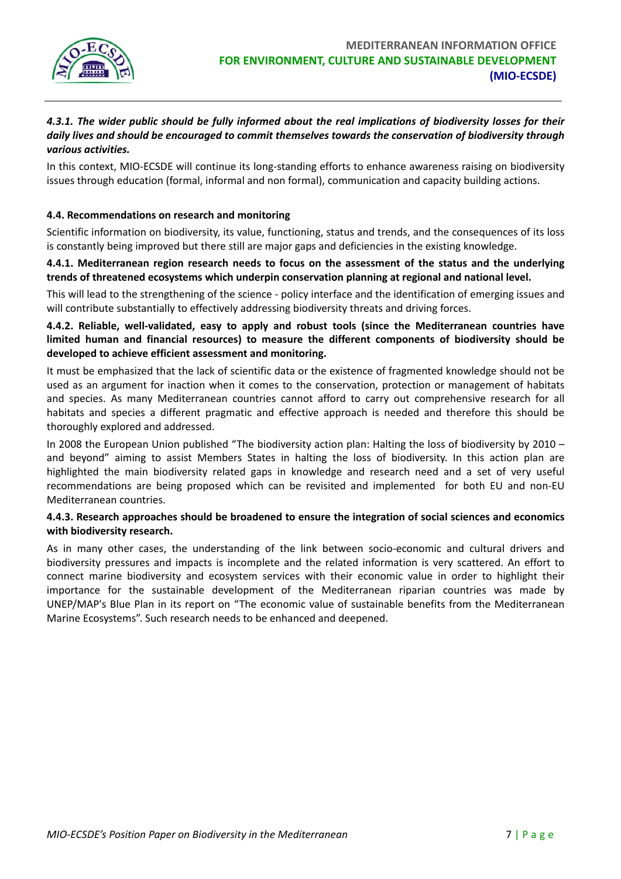***4.3.1. The wider public should be fully informed about the real implications of biodiversity losses for their daily lives and should be encouraged to commit themselves towards the conservation of biodiversity through various activities.***

In this context, MIO-ECSDE will continue its long-standing efforts to enhance awareness raising on biodiversity issues through education (formal, informal and non formal), communication and capacity building actions.

### 4.4. Recommendations on research and monitoring

Scientific information on biodiversity, its value, functioning, status and trends, and the consequences of its loss is constantly being improved but there still are major gaps and deficiencies in the existing knowledge.

**4.4.1. Mediterranean region research needs to focus on the assessment of the status and the underlying trends of threatened ecosystems which underpin conservation planning at regional and national level.**

This will lead to the strengthening of the science - policy interface and the identification of emerging issues and will contribute substantially to effectively addressing biodiversity threats and driving forces.

**4.4.2. Reliable, well-validated, easy to apply and robust tools (since the Mediterranean countries have limited human and financial resources) to measure the different components of biodiversity should be developed to achieve efficient assessment and monitoring.**

It must be emphasized that the lack of scientific data or the existence of fragmented knowledge should not be used as an argument for inaction when it comes to the conservation, protection or management of habitats and species. As many Mediterranean countries cannot afford to carry out comprehensive research for all habitats and species a different pragmatic and effective approach is needed and therefore this should be thoroughly explored and addressed.

In 2008 the European Union published "The biodiversity action plan: Halting the loss of biodiversity by 2010 – and beyond" aiming to assist Members States in halting the loss of biodiversity. In this action plan are highlighted the main biodiversity related gaps in knowledge and research need and a set of very useful recommendations are being proposed which can be revisited and implemented for both EU and non-EU Mediterranean countries.

**4.4.3. Research approaches should be broadened to ensure the integration of social sciences and economics with biodiversity research.**

As in many other cases, the understanding of the link between socio-economic and cultural drivers and biodiversity pressures and impacts is incomplete and the related information is very scattered. An effort to connect marine biodiversity and ecosystem services with their economic value in order to highlight their importance for the sustainable development of the Mediterranean riparian countries was made by UNEP/MAP's Blue Plan in its report on "The economic value of sustainable benefits from the Mediterranean Marine Ecosystems". Such research needs to be enhanced and deepened.